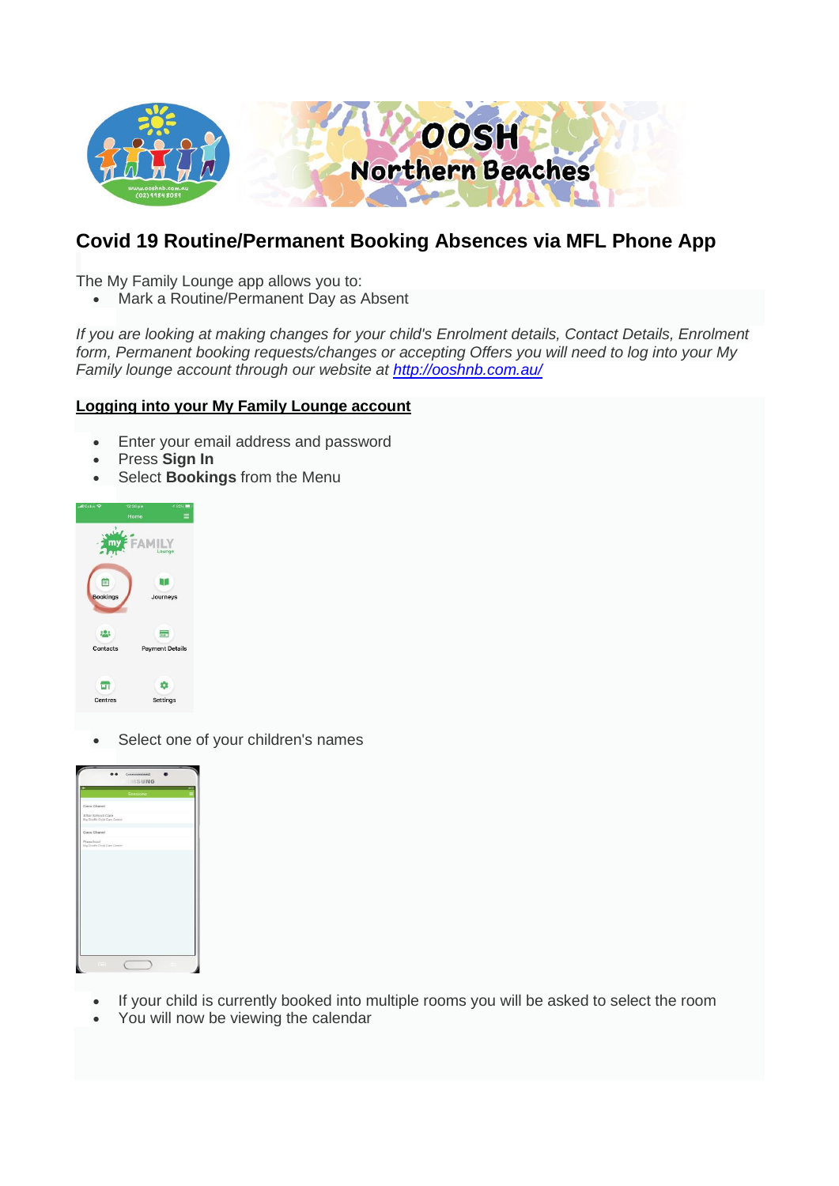# Covid 19 Routine/Permanent Booking Absences via MFL Phone App

The My Family Lounge app allows you to:

- Mark a Routine/Permanent Day as Absent

*If you are looking at making changes for your child's Enrolment details, Contact Details, Enrolment form, Permanent booking requests/changes or accepting Offers you will need to log into your My Family lounge account through our website at [http://ooshnb.com.au/](http://ooshnb.com.au/)*

**Logging into your My Family Lounge account**

- Enter your email address and password
- Press **Sign In**
- Select **Bookings** from the Menu

- Select one of your children's names

- If your child is currently booked into multiple rooms you will be asked to select the room
- You will now be viewing the calendar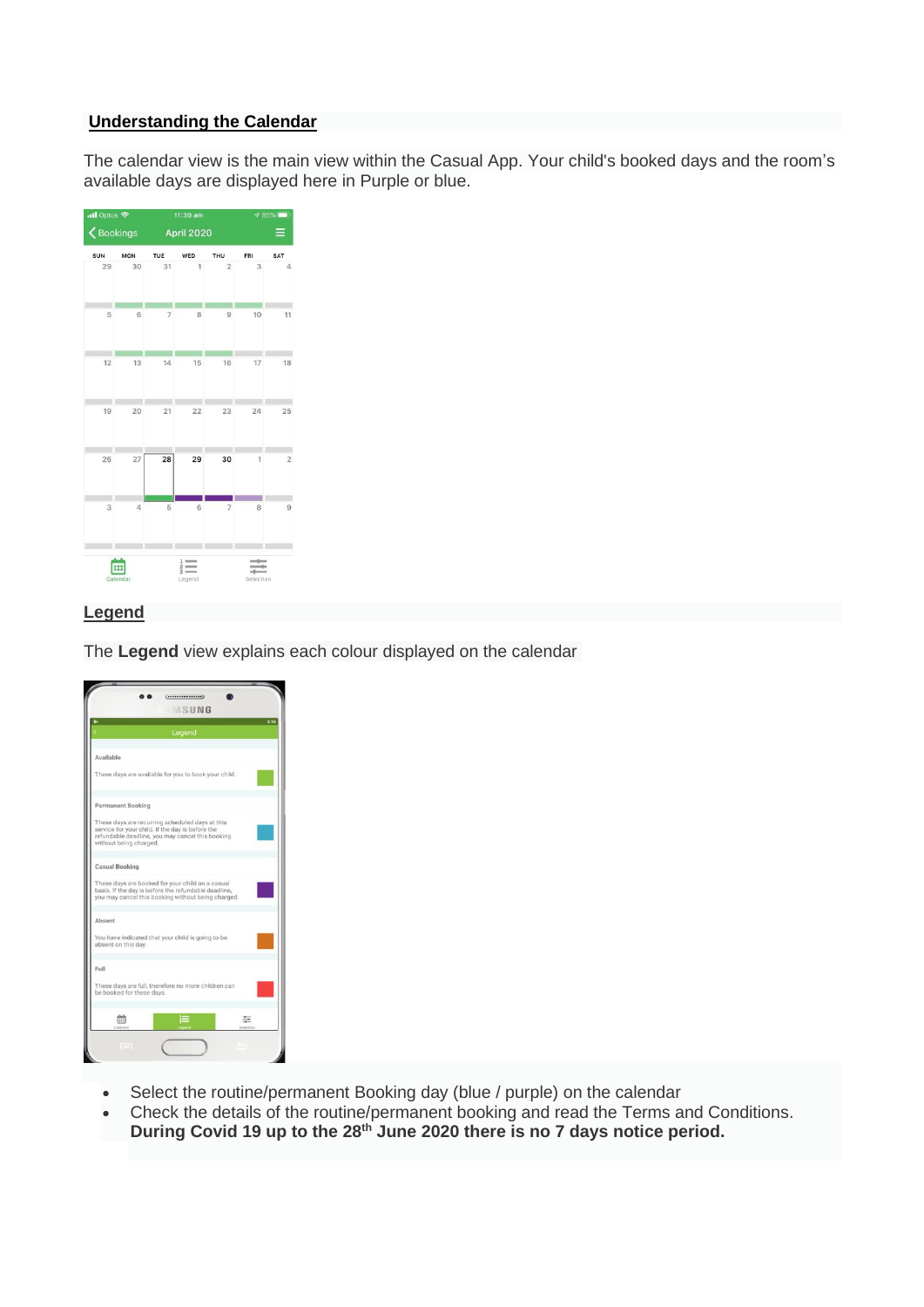## Understanding the Calendar

The calendar view is the main view within the Casual App. Your child's booked days and the room's available days are displayed here in Purple or blue.

## Legend

The **Legend** view explains each colour displayed on the calendar

- Select the routine/permanent Booking day (blue / purple) on the calendar
- Check the details of the routine/permanent booking and read the Terms and Conditions. **During Covid 19 up to the 28th June 2020 there is no 7 days notice period.**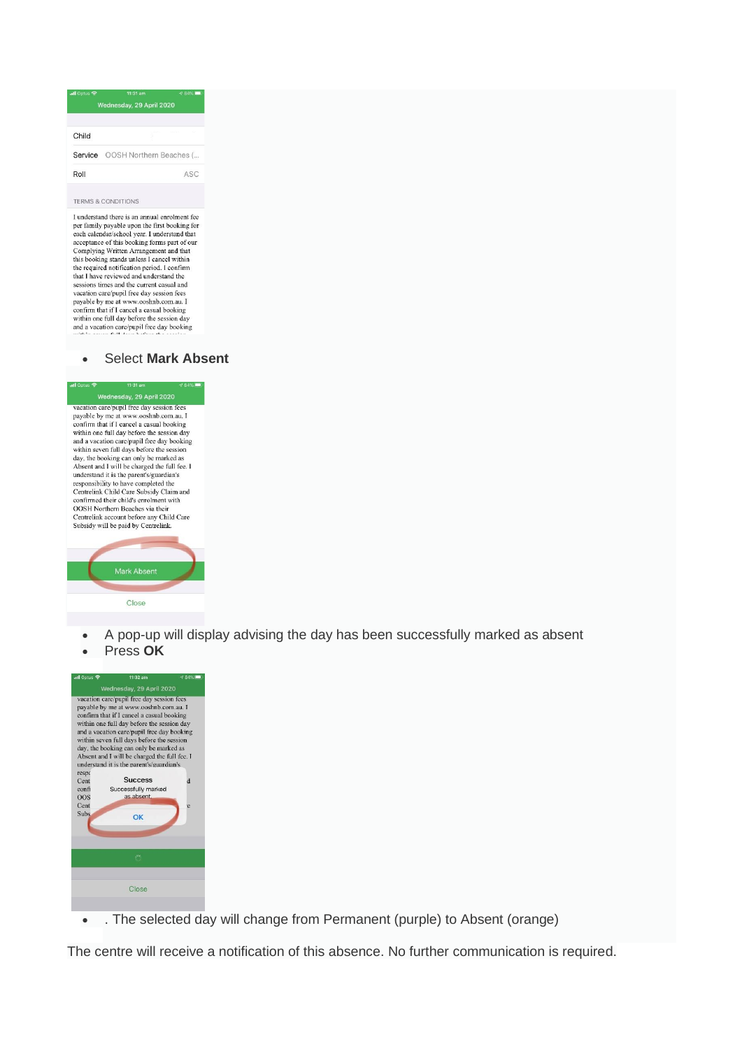- Select **Mark Absent**

- A pop-up will display advising the day has been successfully marked as absent
- Press **OK**

- . The selected day will change from Permanent (purple) to Absent (orange)

The centre will receive a notification of this absence. No further communication is required.